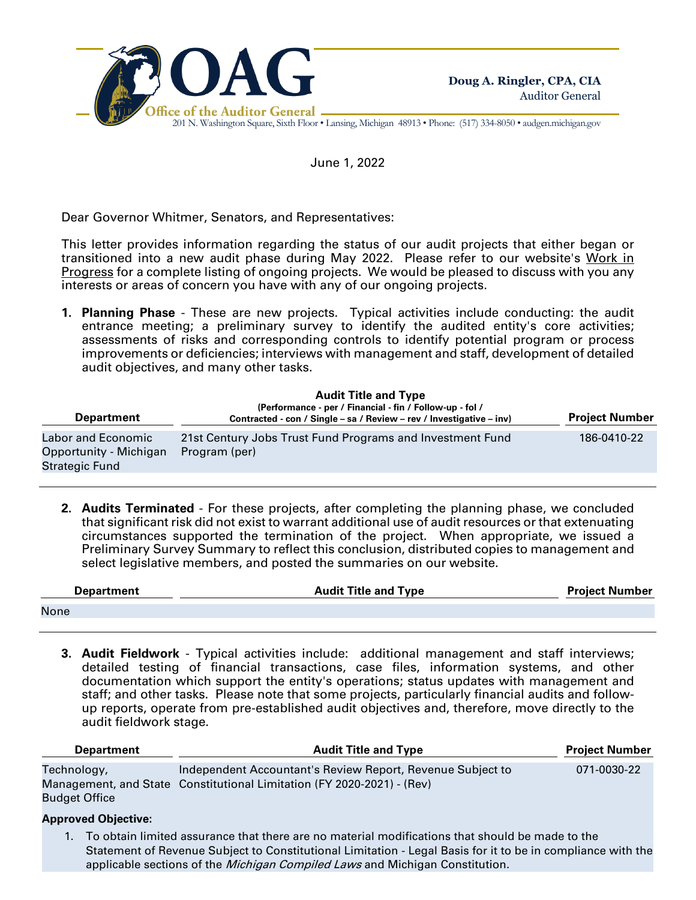**OAG**
**Office of the Auditor General**
201 N. Washington Square, Sixth Floor • Lansing, Michigan 48913 • Phone: (517) 334-8050 • audgen.michigan.gov

**Doug A. Ringler, CPA, CIA**
Auditor General

June 1, 2022

Dear Governor Whitmer, Senators, and Representatives:

This letter provides information regarding the status of our audit projects that either began or transitioned into a new audit phase during May 2022. Please refer to our website's Work in Progress for a complete listing of ongoing projects. We would be pleased to discuss with you any interests or areas of concern you have with any of our ongoing projects.

1. **Planning Phase** - These are new projects. Typical activities include conducting: the audit entrance meeting; a preliminary survey to identify the audited entity's core activities; assessments of risks and corresponding controls to identify potential program or process improvements or deficiencies; interviews with management and staff, development of detailed audit objectives, and many other tasks.

| Department | Audit Title and Type (Performance - per / Financial - fin / Follow-up - fol / Contracted - con / Single – sa / Review – rev / Investigative – inv) | Project Number |
|---|---|---|
| Labor and Economic Opportunity - Michigan Strategic Fund | 21st Century Jobs Trust Fund Programs and Investment Fund Program (per) | 186-0410-22 |

2. **Audits Terminated** - For these projects, after completing the planning phase, we concluded that significant risk did not exist to warrant additional use of audit resources or that extenuating circumstances supported the termination of the project. When appropriate, we issued a Preliminary Survey Summary to reflect this conclusion, distributed copies to management and select legislative members, and posted the summaries on our website.

| Department | Audit Title and Type | Project Number |
|---|---|---|
| None | | |

3. **Audit Fieldwork** - Typical activities include: additional management and staff interviews; detailed testing of financial transactions, case files, information systems, and other documentation which support the entity's operations; status updates with management and staff; and other tasks. Please note that some projects, particularly financial audits and follow-up reports, operate from pre-established audit objectives and, therefore, move directly to the audit fieldwork stage.

| Department | Audit Title and Type | Project Number |
|---|---|---|
| Technology, Management, and State Budget Office | Independent Accountant's Review Report, Revenue Subject to Constitutional Limitation (FY 2020-2021) - (Rev) | 071-0030-22 |

**Approved Objective:**

1. To obtain limited assurance that there are no material modifications that should be made to the Statement of Revenue Subject to Constitutional Limitation - Legal Basis for it to be in compliance with the applicable sections of the *Michigan Compiled Laws* and Michigan Constitution.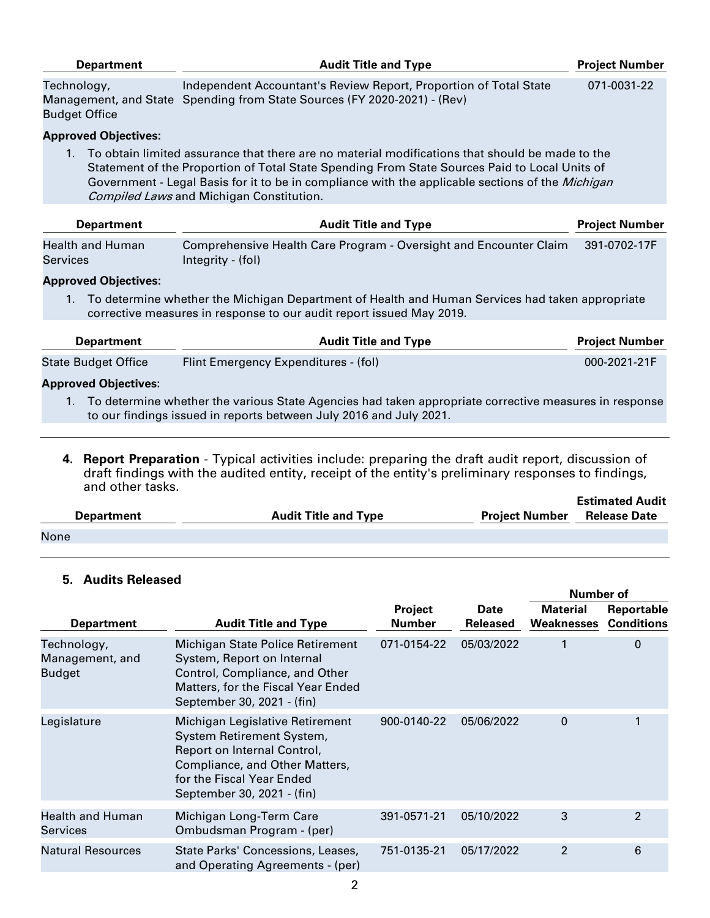| Department | Audit Title and Type | Project Number |
| --- | --- | --- |
| Technology, Management, and State Budget Office | Independent Accountant's Review Report, Proportion of Total State Spending from State Sources (FY 2020-2021) - (Rev) | 071-0031-22 |

**Approved Objectives:**

1. To obtain limited assurance that there are no material modifications that should be made to the Statement of the Proportion of Total State Spending From State Sources Paid to Local Units of Government - Legal Basis for it to be in compliance with the applicable sections of the *Michigan Compiled Laws* and Michigan Constitution.

| Department | Audit Title and Type | Project Number |
| --- | --- | --- |
| Health and Human Services | Comprehensive Health Care Program - Oversight and Encounter Claim Integrity - (fol) | 391-0702-17F |

**Approved Objectives:**

1. To determine whether the Michigan Department of Health and Human Services had taken appropriate corrective measures in response to our audit report issued May 2019.

| Department | Audit Title and Type | Project Number |
| --- | --- | --- |
| State Budget Office | Flint Emergency Expenditures - (fol) | 000-2021-21F |

**Approved Objectives:**

1. To determine whether the various State Agencies had taken appropriate corrective measures in response to our findings issued in reports between July 2016 and July 2021.

4. **Report Preparation** - Typical activities include: preparing the draft audit report, discussion of draft findings with the audited entity, receipt of the entity's preliminary responses to findings, and other tasks.

| Department | Audit Title and Type | Project Number | Estimated Audit Release Date |
| --- | --- | --- | --- |
| None | | | |

5. **Audits Released**

| Department | Audit Title and Type | Project Number | Date Released | Number of Material Weaknesses | Number of Reportable Conditions |
| --- | --- | --- | --- | --- | --- |
| Technology, Management, and Budget | Michigan State Police Retirement System, Report on Internal Control, Compliance, and Other Matters, for the Fiscal Year Ended September 30, 2021 - (fin) | 071-0154-22 | 05/03/2022 | 1 | 0 |
| Legislature | Michigan Legislative Retirement System Retirement System, Report on Internal Control, Compliance, and Other Matters, for the Fiscal Year Ended September 30, 2021 - (fin) | 900-0140-22 | 05/06/2022 | 0 | 1 |
| Health and Human Services | Michigan Long-Term Care Ombudsman Program - (per) | 391-0571-21 | 05/10/2022 | 3 | 2 |
| Natural Resources | State Parks' Concessions, Leases, and Operating Agreements - (per) | 751-0135-21 | 05/17/2022 | 2 | 6 |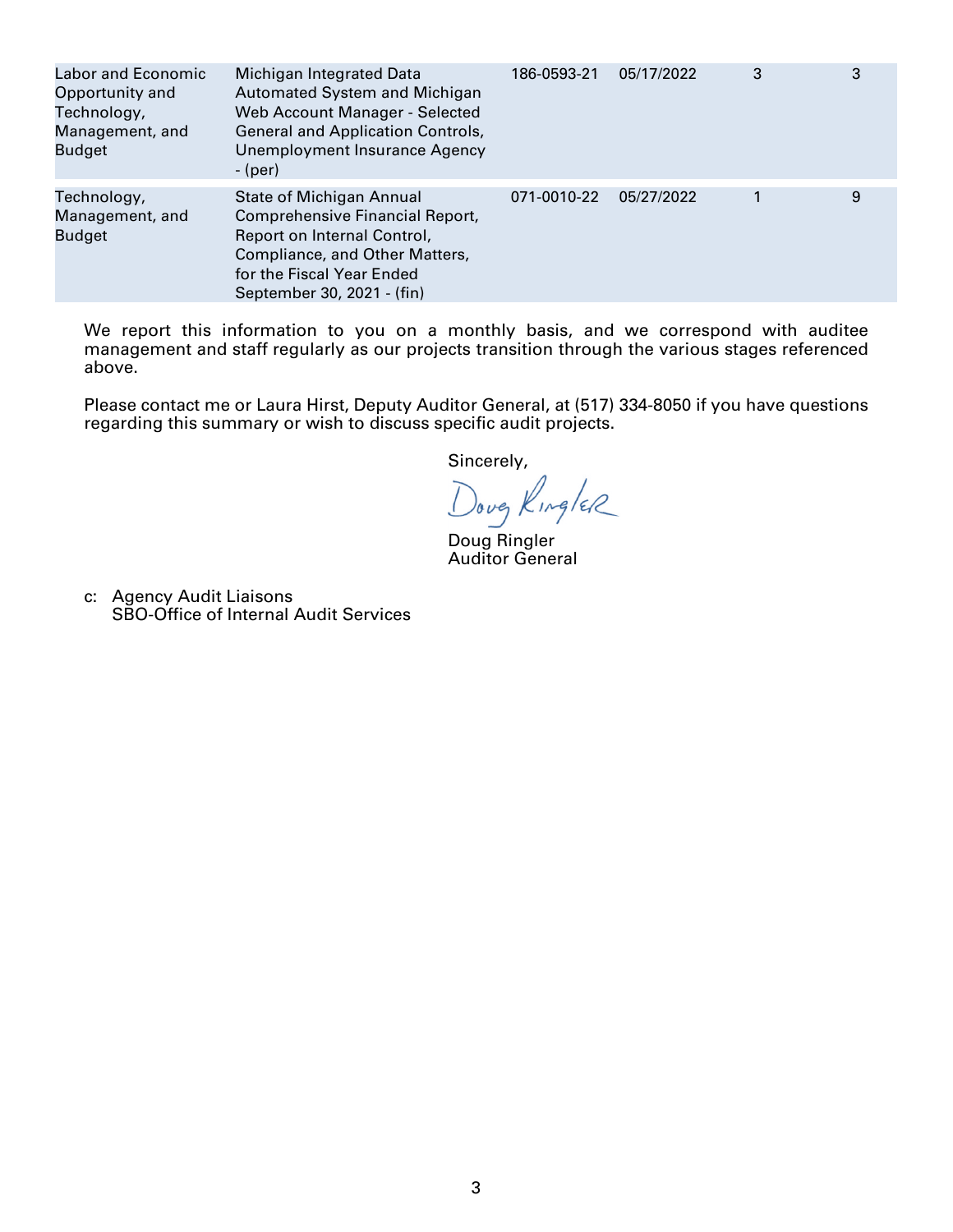| | | | | | |
|---|---|---|---|---|---|
| Labor and Economic Opportunity and Technology, Management, and Budget | Michigan Integrated Data Automated System and Michigan Web Account Manager - Selected General and Application Controls, Unemployment Insurance Agency - (per) | 186-0593-21 | 05/17/2022 | 3 | 3 |
| Technology, Management, and Budget | State of Michigan Annual Comprehensive Financial Report, Report on Internal Control, Compliance, and Other Matters, for the Fiscal Year Ended September 30, 2021 - (fin) | 071-0010-22 | 05/27/2022 | 1 | 9 |

We report this information to you on a monthly basis, and we correspond with auditee management and staff regularly as our projects transition through the various stages referenced above.

Please contact me or Laura Hirst, Deputy Auditor General, at (517) 334-8050 if you have questions regarding this summary or wish to discuss specific audit projects.

Sincerely,

Doug Ringler
Auditor General

c: Agency Audit Liaisons
SBO-Office of Internal Audit Services